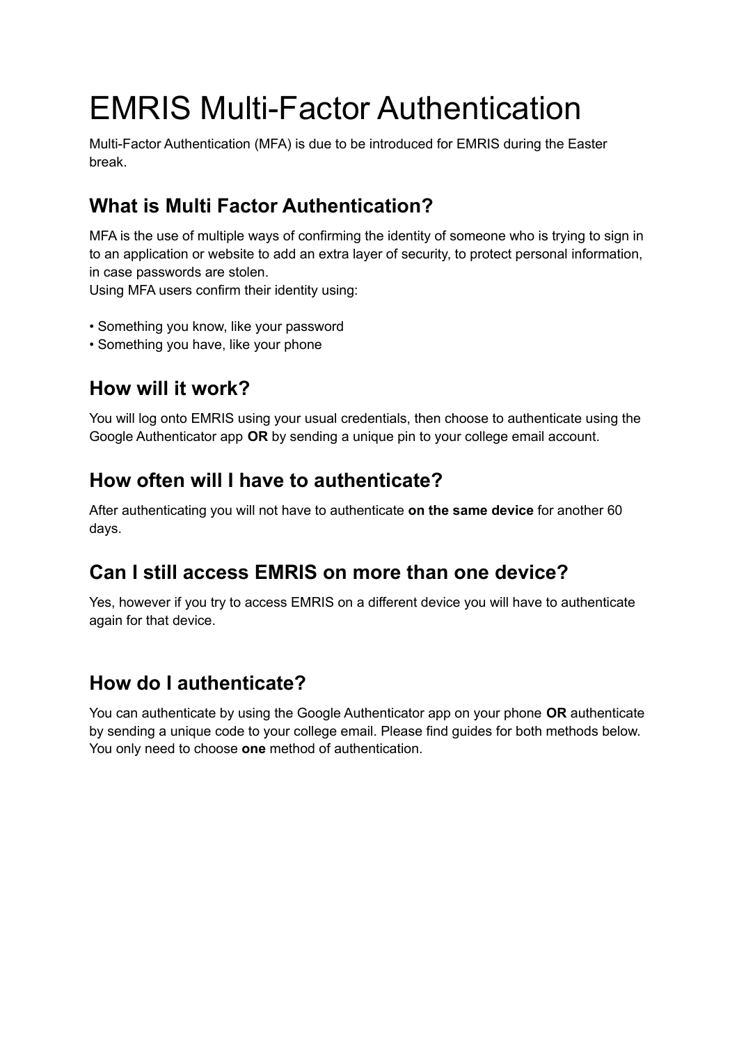# EMRIS Multi-Factor Authentication

Multi-Factor Authentication (MFA) is due to be introduced for EMRIS during the Easter break.

## What is Multi Factor Authentication?

MFA is the use of multiple ways of confirming the identity of someone who is trying to sign in to an application or website to add an extra layer of security, to protect personal information, in case passwords are stolen.
Using MFA users confirm their identity using:

- Something you know, like your password
- Something you have, like your phone

## How will it work?

You will log onto EMRIS using your usual credentials, then choose to authenticate using the Google Authenticator app **OR** by sending a unique pin to your college email account.

## How often will I have to authenticate?

After authenticating you will not have to authenticate **on the same device** for another 60 days.

## Can I still access EMRIS on more than one device?

Yes, however if you try to access EMRIS on a different device you will have to authenticate again for that device.

## How do I authenticate?

You can authenticate by using the Google Authenticator app on your phone **OR** authenticate by sending a unique code to your college email. Please find guides for both methods below. You only need to choose **one** method of authentication.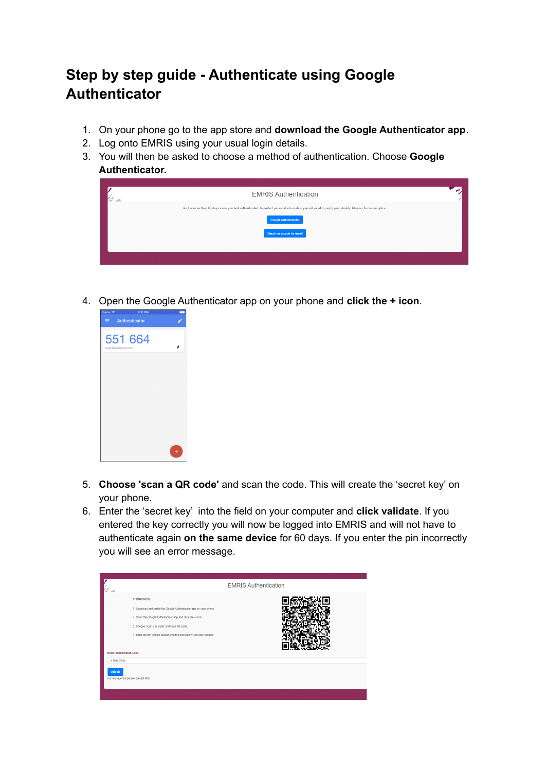## Step by step guide - Authenticate using Google Authenticator

1. On your phone go to the app store and **download the Google Authenticator app**.
2. Log onto EMRIS using your usual login details.
3. You will then be asked to choose a method of authentication. Choose **Google Authenticator.**

4. Open the Google Authenticator app on your phone and **click the + icon**.

5. **Choose 'scan a QR code'** and scan the code. This will create the 'secret key' on your phone.
6. Enter the 'secret key' into the field on your computer and **click validate**. If you entered the key correctly you will now be logged into EMRIS and will not have to authenticate again **on the same device** for 60 days. If you enter the pin incorrectly you will see an error message.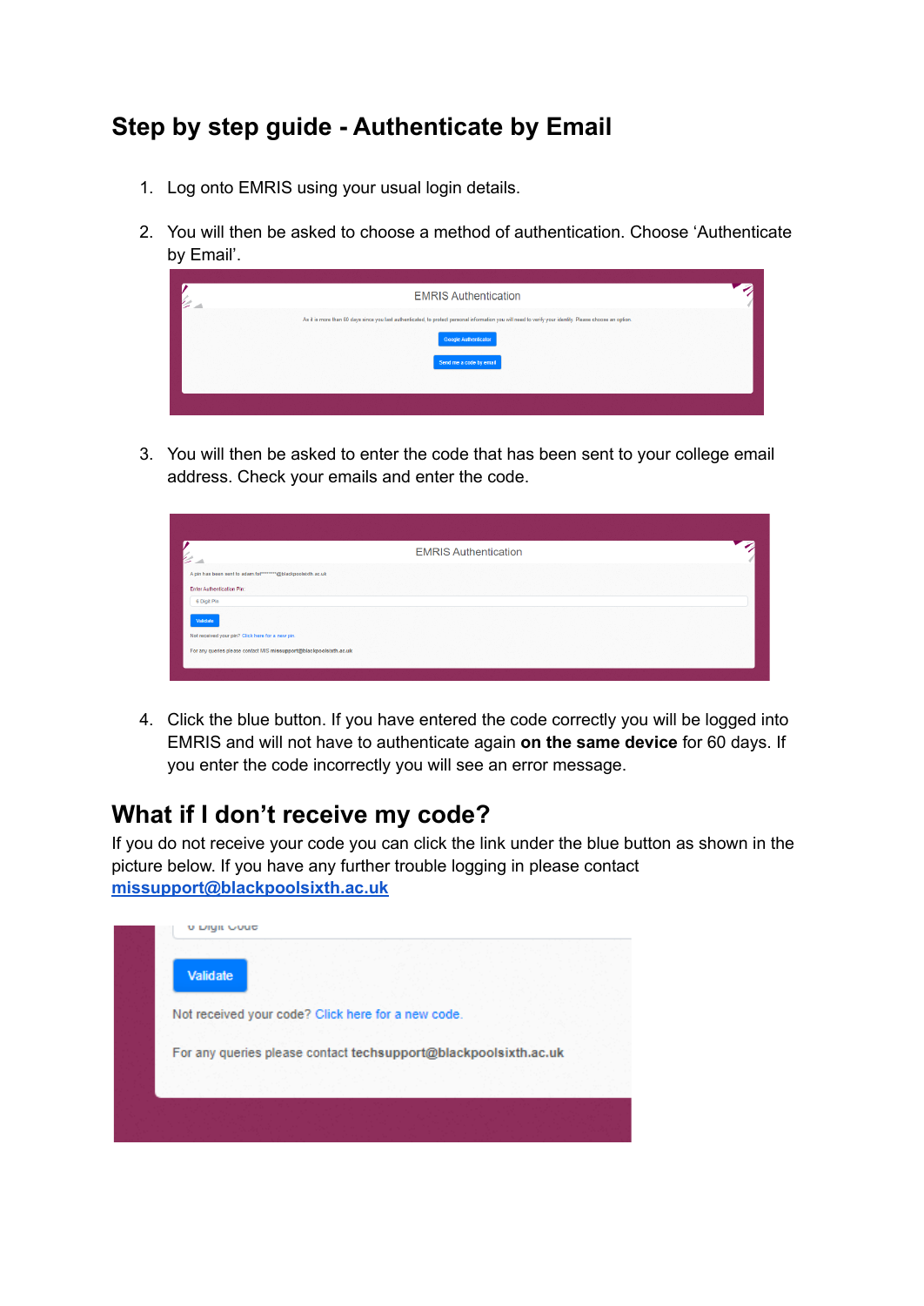## Step by step guide - Authenticate by Email

1. Log onto EMRIS using your usual login details.

2. You will then be asked to choose a method of authentication. Choose 'Authenticate by Email'.

3. You will then be asked to enter the code that has been sent to your college email address. Check your emails and enter the code.

4. Click the blue button. If you have entered the code correctly you will be logged into EMRIS and will not have to authenticate again **on the same device** for 60 days. If you enter the code incorrectly you will see an error message.

## What if I don't receive my code?

If you do not receive your code you can click the link under the blue button as shown in the picture below. If you have any further trouble logging in please contact [missupport@blackpoolsixth.ac.uk](mailto:missupport@blackpoolsixth.ac.uk)